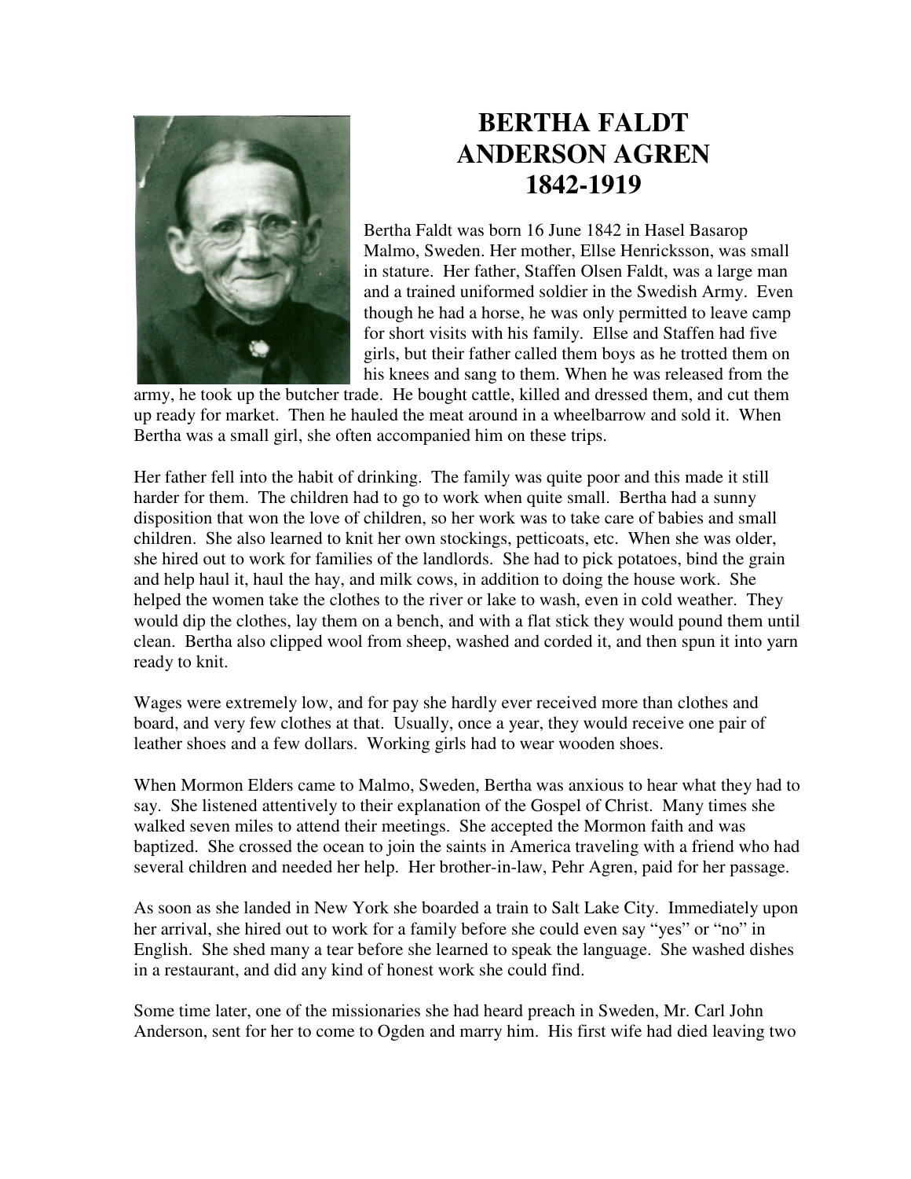# BERTHA FALDT ANDERSON AGREN 1842-1919

Bertha Faldt was born 16 June 1842 in Hasel Basarop Malmo, Sweden. Her mother, Ellse Henricksson, was small in stature. Her father, Staffen Olsen Faldt, was a large man and a trained uniformed soldier in the Swedish Army. Even though he had a horse, he was only permitted to leave camp for short visits with his family. Ellse and Staffen had five girls, but their father called them boys as he trotted them on his knees and sang to them. When he was released from the army, he took up the butcher trade. He bought cattle, killed and dressed them, and cut them up ready for market. Then he hauled the meat around in a wheelbarrow and sold it. When Bertha was a small girl, she often accompanied him on these trips.

Her father fell into the habit of drinking. The family was quite poor and this made it still harder for them. The children had to go to work when quite small. Bertha had a sunny disposition that won the love of children, so her work was to take care of babies and small children. She also learned to knit her own stockings, petticoats, etc. When she was older, she hired out to work for families of the landlords. She had to pick potatoes, bind the grain and help haul it, haul the hay, and milk cows, in addition to doing the house work. She helped the women take the clothes to the river or lake to wash, even in cold weather. They would dip the clothes, lay them on a bench, and with a flat stick they would pound them until clean. Bertha also clipped wool from sheep, washed and corded it, and then spun it into yarn ready to knit.

Wages were extremely low, and for pay she hardly ever received more than clothes and board, and very few clothes at that. Usually, once a year, they would receive one pair of leather shoes and a few dollars. Working girls had to wear wooden shoes.

When Mormon Elders came to Malmo, Sweden, Bertha was anxious to hear what they had to say. She listened attentively to their explanation of the Gospel of Christ. Many times she walked seven miles to attend their meetings. She accepted the Mormon faith and was baptized. She crossed the ocean to join the saints in America traveling with a friend who had several children and needed her help. Her brother-in-law, Pehr Agren, paid for her passage.

As soon as she landed in New York she boarded a train to Salt Lake City. Immediately upon her arrival, she hired out to work for a family before she could even say "yes" or "no" in English. She shed many a tear before she learned to speak the language. She washed dishes in a restaurant, and did any kind of honest work she could find.

Some time later, one of the missionaries she had heard preach in Sweden, Mr. Carl John Anderson, sent for her to come to Ogden and marry him. His first wife had died leaving two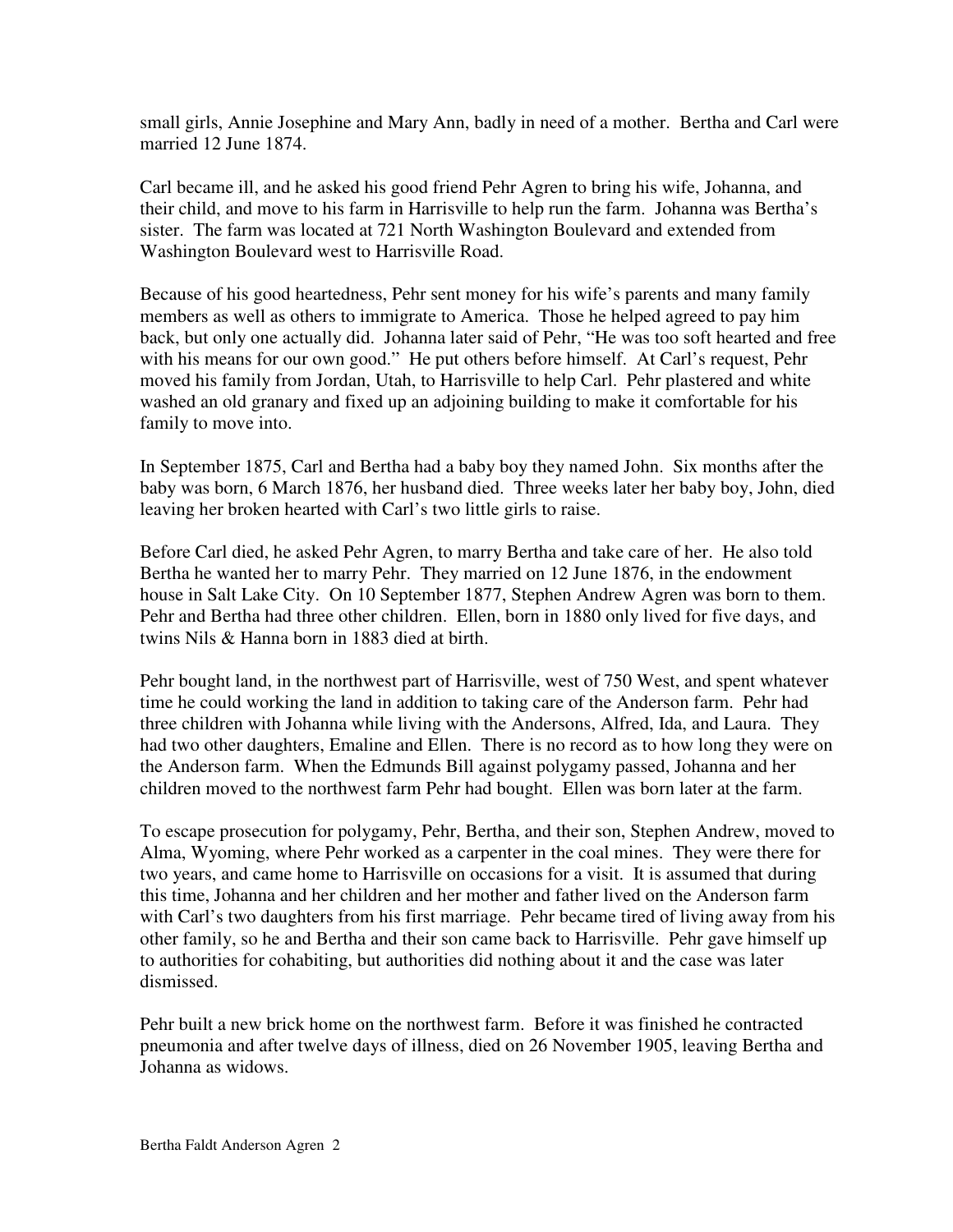small girls, Annie Josephine and Mary Ann, badly in need of a mother. Bertha and Carl were married 12 June 1874.

Carl became ill, and he asked his good friend Pehr Agren to bring his wife, Johanna, and their child, and move to his farm in Harrisville to help run the farm. Johanna was Bertha's sister. The farm was located at 721 North Washington Boulevard and extended from Washington Boulevard west to Harrisville Road.

Because of his good heartedness, Pehr sent money for his wife's parents and many family members as well as others to immigrate to America. Those he helped agreed to pay him back, but only one actually did. Johanna later said of Pehr, "He was too soft hearted and free with his means for our own good." He put others before himself. At Carl's request, Pehr moved his family from Jordan, Utah, to Harrisville to help Carl. Pehr plastered and white washed an old granary and fixed up an adjoining building to make it comfortable for his family to move into.

In September 1875, Carl and Bertha had a baby boy they named John. Six months after the baby was born, 6 March 1876, her husband died. Three weeks later her baby boy, John, died leaving her broken hearted with Carl's two little girls to raise.

Before Carl died, he asked Pehr Agren, to marry Bertha and take care of her. He also told Bertha he wanted her to marry Pehr. They married on 12 June 1876, in the endowment house in Salt Lake City. On 10 September 1877, Stephen Andrew Agren was born to them. Pehr and Bertha had three other children. Ellen, born in 1880 only lived for five days, and twins Nils & Hanna born in 1883 died at birth.

Pehr bought land, in the northwest part of Harrisville, west of 750 West, and spent whatever time he could working the land in addition to taking care of the Anderson farm. Pehr had three children with Johanna while living with the Andersons, Alfred, Ida, and Laura. They had two other daughters, Emaline and Ellen. There is no record as to how long they were on the Anderson farm. When the Edmunds Bill against polygamy passed, Johanna and her children moved to the northwest farm Pehr had bought. Ellen was born later at the farm.

To escape prosecution for polygamy, Pehr, Bertha, and their son, Stephen Andrew, moved to Alma, Wyoming, where Pehr worked as a carpenter in the coal mines. They were there for two years, and came home to Harrisville on occasions for a visit. It is assumed that during this time, Johanna and her children and her mother and father lived on the Anderson farm with Carl's two daughters from his first marriage. Pehr became tired of living away from his other family, so he and Bertha and their son came back to Harrisville. Pehr gave himself up to authorities for cohabiting, but authorities did nothing about it and the case was later dismissed.

Pehr built a new brick home on the northwest farm. Before it was finished he contracted pneumonia and after twelve days of illness, died on 26 November 1905, leaving Bertha and Johanna as widows.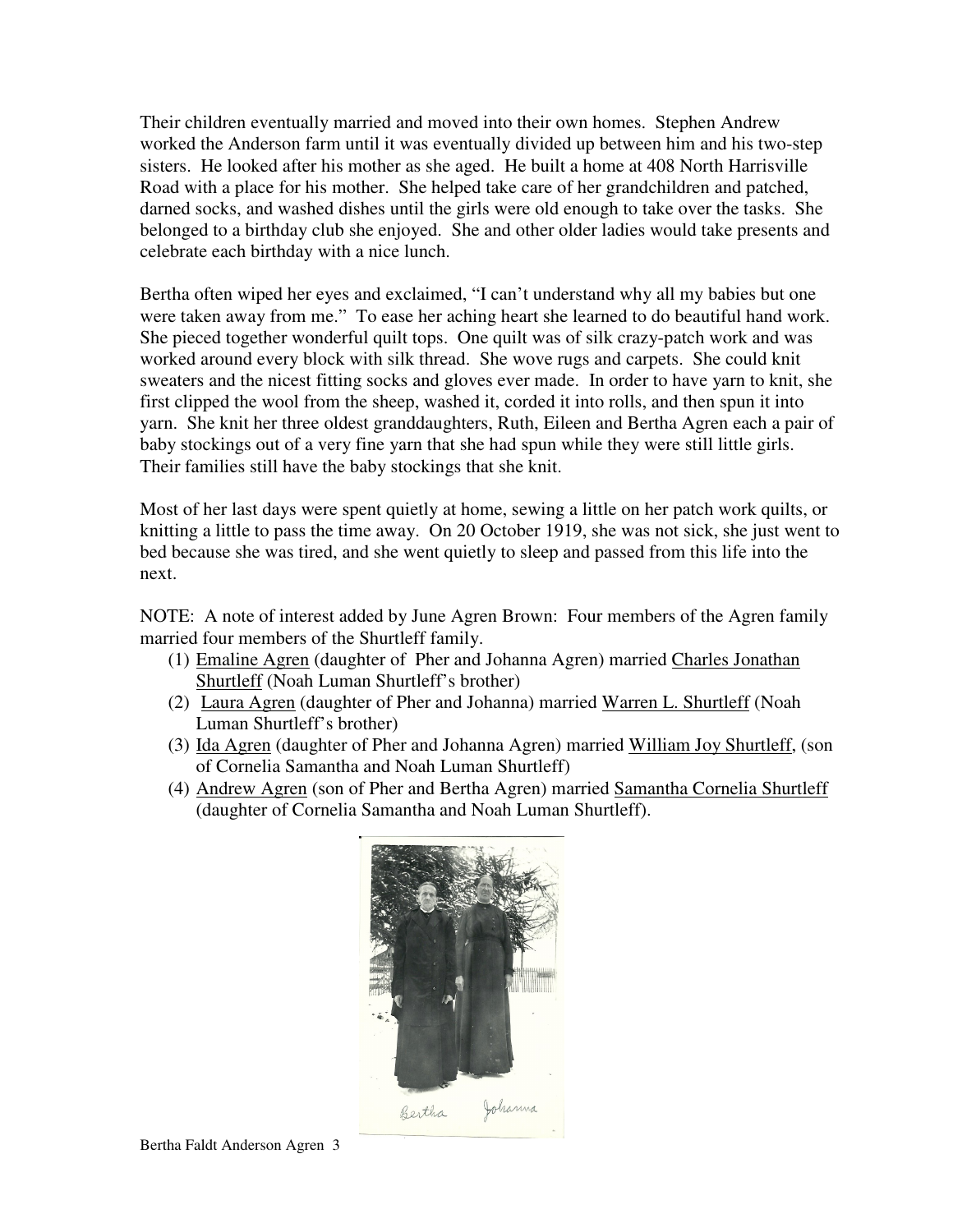Their children eventually married and moved into their own homes. Stephen Andrew worked the Anderson farm until it was eventually divided up between him and his two-step sisters. He looked after his mother as she aged. He built a home at 408 North Harrisville Road with a place for his mother. She helped take care of her grandchildren and patched, darned socks, and washed dishes until the girls were old enough to take over the tasks. She belonged to a birthday club she enjoyed. She and other older ladies would take presents and celebrate each birthday with a nice lunch.

Bertha often wiped her eyes and exclaimed, "I can't understand why all my babies but one were taken away from me." To ease her aching heart she learned to do beautiful hand work. She pieced together wonderful quilt tops. One quilt was of silk crazy-patch work and was worked around every block with silk thread. She wove rugs and carpets. She could knit sweaters and the nicest fitting socks and gloves ever made. In order to have yarn to knit, she first clipped the wool from the sheep, washed it, corded it into rolls, and then spun it into yarn. She knit her three oldest granddaughters, Ruth, Eileen and Bertha Agren each a pair of baby stockings out of a very fine yarn that she had spun while they were still little girls. Their families still have the baby stockings that she knit.

Most of her last days were spent quietly at home, sewing a little on her patch work quilts, or knitting a little to pass the time away. On 20 October 1919, she was not sick, she just went to bed because she was tired, and she went quietly to sleep and passed from this life into the next.

NOTE: A note of interest added by June Agren Brown: Four members of the Agren family married four members of the Shurtleff family.

1. Emaline Agren (daughter of Pher and Johanna Agren) married Charles Jonathan Shurtleff (Noah Luman Shurtleff's brother)
2. Laura Agren (daughter of Pher and Johanna) married Warren L. Shurtleff (Noah Luman Shurtleff's brother)
3. Ida Agren (daughter of Pher and Johanna Agren) married William Joy Shurtleff, (son of Cornelia Samantha and Noah Luman Shurtleff)
4. Andrew Agren (son of Pher and Bertha Agren) married Samantha Cornelia Shurtleff (daughter of Cornelia Samantha and Noah Luman Shurtleff).

Bertha Johanna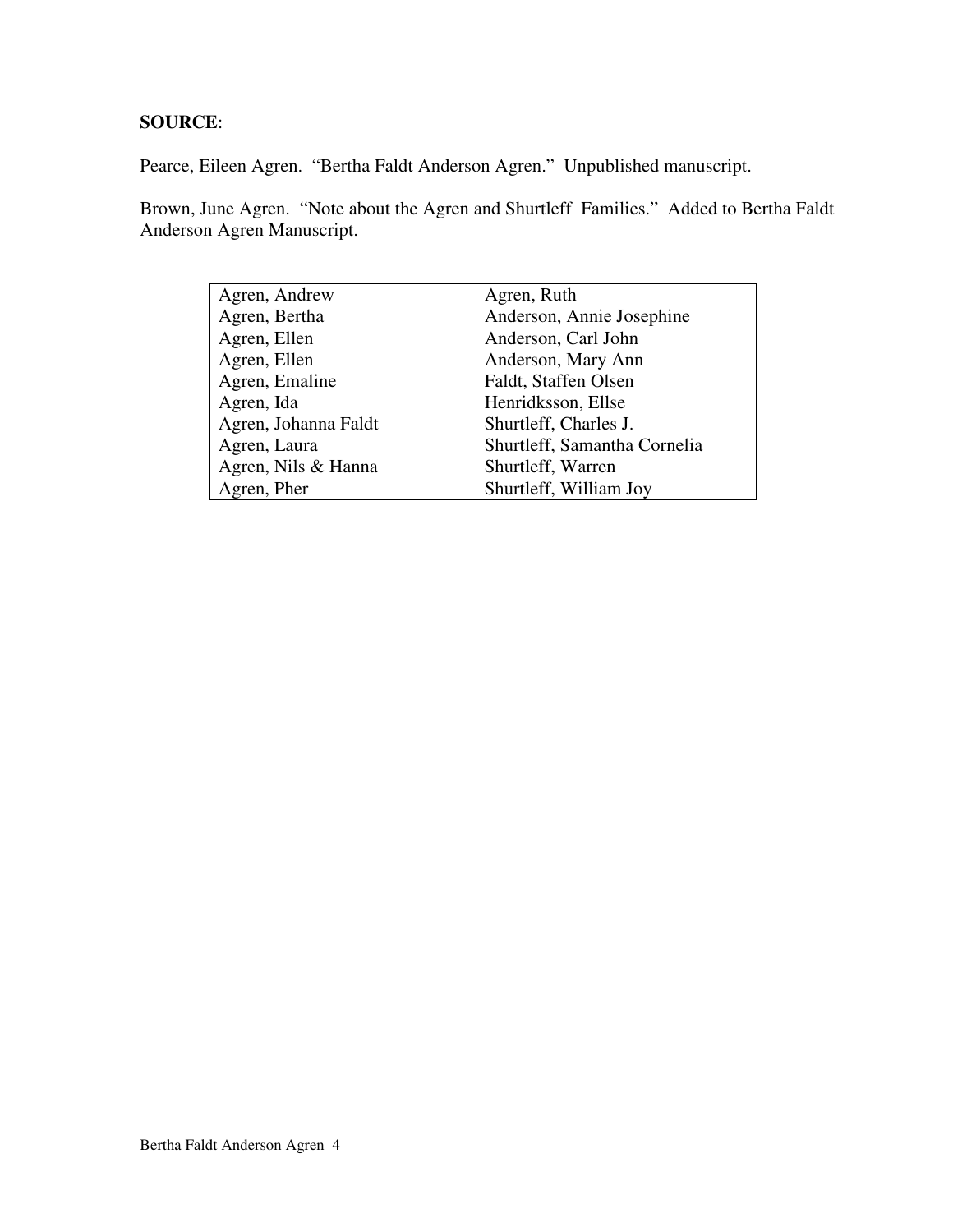**SOURCE**:

Pearce, Eileen Agren. "Bertha Faldt Anderson Agren." Unpublished manuscript.

Brown, June Agren. "Note about the Agren and Shurtleff Families." Added to Bertha Faldt Anderson Agren Manuscript.

| | |
|---|---|
| Agren, Andrew | Agren, Ruth |
| Agren, Bertha | Anderson, Annie Josephine |
| Agren, Ellen | Anderson, Carl John |
| Agren, Ellen | Anderson, Mary Ann |
| Agren, Emaline | Faldt, Staffen Olsen |
| Agren, Ida | Henridksson, Ellse |
| Agren, Johanna Faldt | Shurtleff, Charles J. |
| Agren, Laura | Shurtleff, Samantha Cornelia |
| Agren, Nils & Hanna | Shurtleff, Warren |
| Agren, Pher | Shurtleff, William Joy |